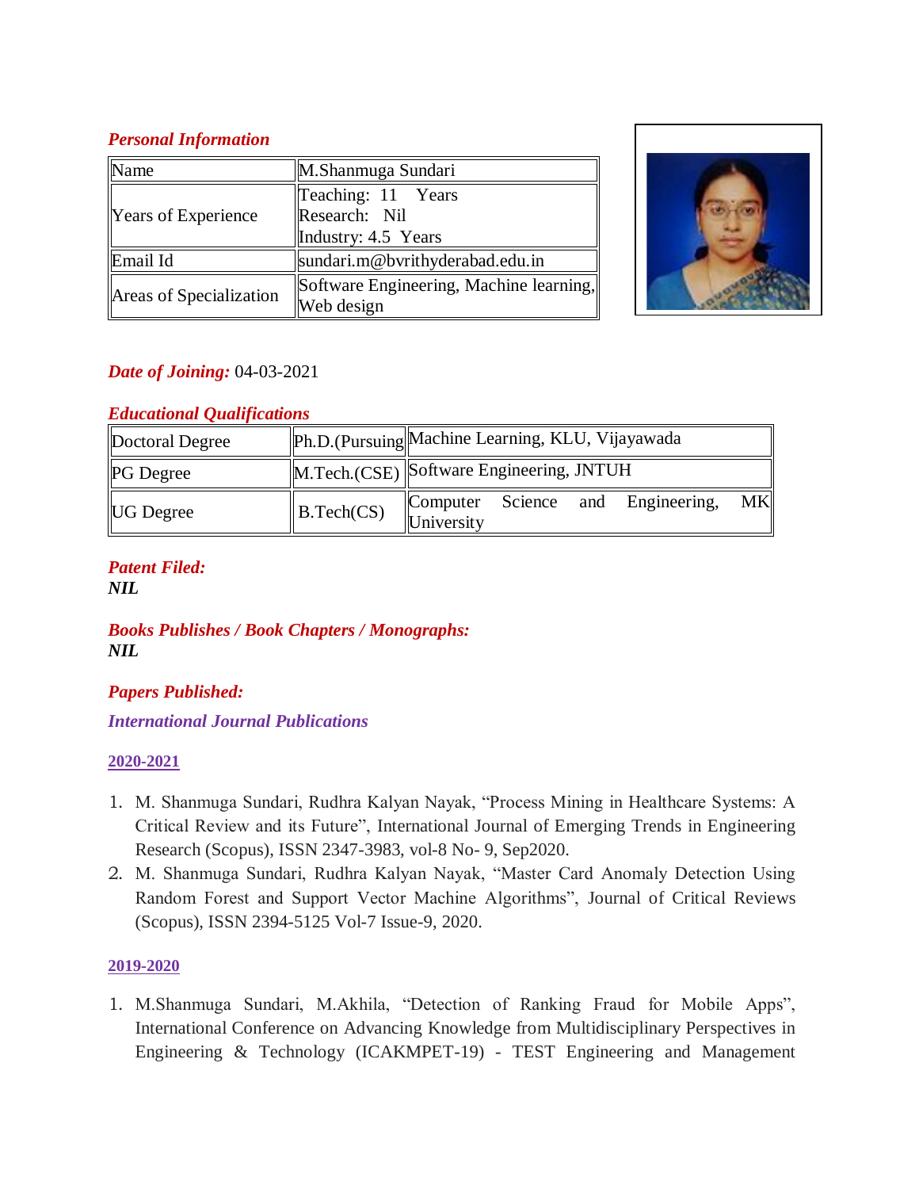***Personal Information***

| | |
|---|---|
| Name | M.Shanmuga Sundari |
| Years of Experience | Teaching: 11 Years<br>Research: Nil<br>Industry: 4.5 Years |
| Email Id | sundari.m@bvrithyderabad.edu.in |
| Areas of Specialization | Software Engineering, Machine learning, Web design |

***Date of Joining:*** 04-03-2021

***Educational Qualifications***

| | | |
|---|---|---|
| Doctoral Degree | Ph.D.(Pursuing | Machine Learning, KLU, Vijayawada |
| PG Degree | M.Tech.(CSE) | Software Engineering, JNTUH |
| UG Degree | B.Tech(CS) | Computer Science and Engineering, MK University |

***Patent Filed:***
***NIL***

***Books Publishes / Book Chapters / Monographs:***
***NIL***

***Papers Published:***

***International Journal Publications***

**2020-2021**

1. M. Shanmuga Sundari, Rudhra Kalyan Nayak, "Process Mining in Healthcare Systems: A Critical Review and its Future", International Journal of Emerging Trends in Engineering Research (Scopus), ISSN 2347-3983, vol-8 No- 9, Sep2020.
2. M. Shanmuga Sundari, Rudhra Kalyan Nayak, "Master Card Anomaly Detection Using Random Forest and Support Vector Machine Algorithms", Journal of Critical Reviews (Scopus), ISSN 2394-5125 Vol-7 Issue-9, 2020.

**2019-2020**

1. M.Shanmuga Sundari, M.Akhila, "Detection of Ranking Fraud for Mobile Apps", International Conference on Advancing Knowledge from Multidisciplinary Perspectives in Engineering & Technology (ICAKMPET-19) - TEST Engineering and Management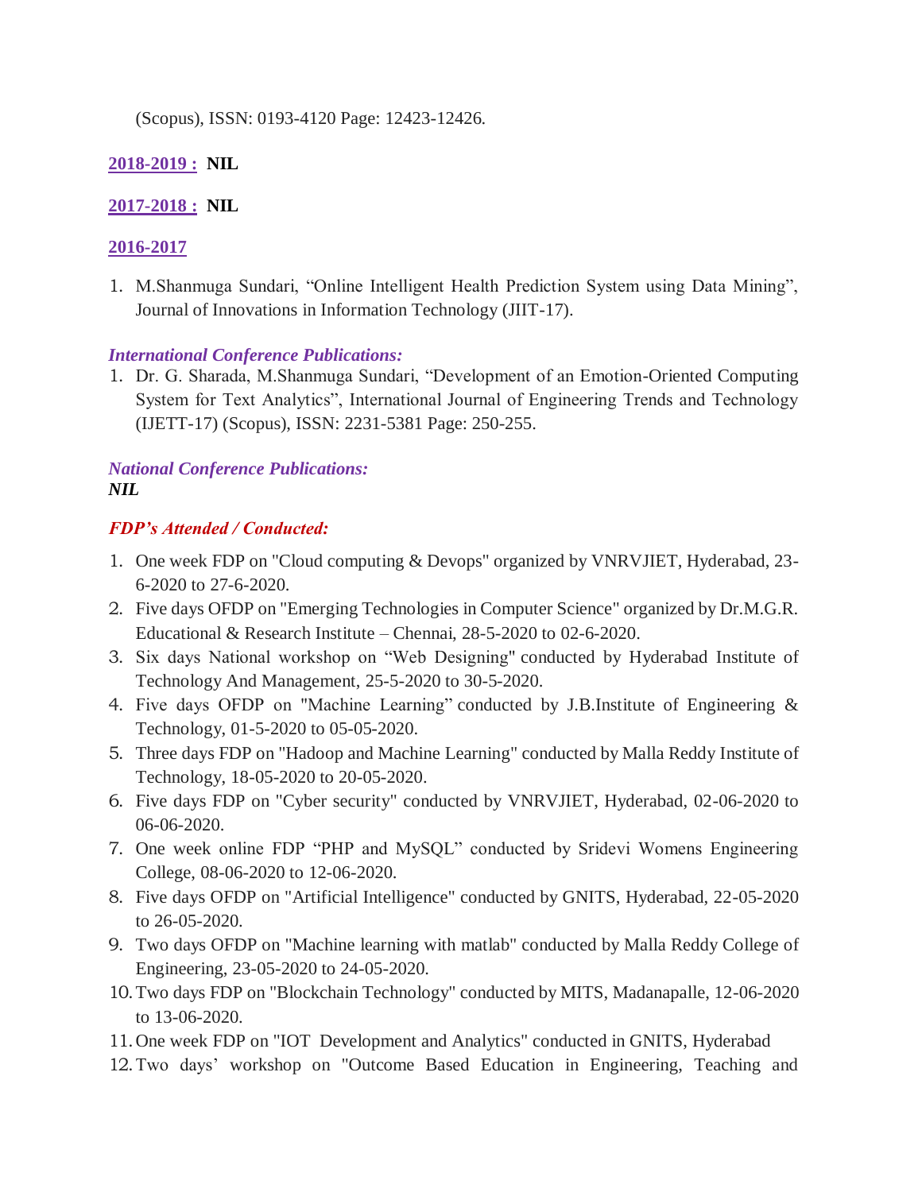(Scopus), ISSN: 0193-4120 Page: 12423-12426.

**2018-2019 : NIL**

**2017-2018 : NIL**

**2016-2017**

1. M.Shanmuga Sundari, "Online Intelligent Health Prediction System using Data Mining", Journal of Innovations in Information Technology (JIIT-17).

***International Conference Publications:***

1. Dr. G. Sharada, M.Shanmuga Sundari, "Development of an Emotion-Oriented Computing System for Text Analytics", International Journal of Engineering Trends and Technology (IJETT-17) (Scopus), ISSN: 2231-5381 Page: 250-255.

***National Conference Publications:***
***NIL***

***FDP's Attended / Conducted:***

1. One week FDP on "Cloud computing & Devops" organized by VNRVJIET, Hyderabad, 23-6-2020 to 27-6-2020.
2. Five days OFDP on "Emerging Technologies in Computer Science" organized by Dr.M.G.R. Educational & Research Institute – Chennai, 28-5-2020 to 02-6-2020.
3. Six days National workshop on "Web Designing" conducted by Hyderabad Institute of Technology And Management, 25-5-2020 to 30-5-2020.
4. Five days OFDP on "Machine Learning" conducted by J.B.Institute of Engineering & Technology, 01-5-2020 to 05-05-2020.
5. Three days FDP on "Hadoop and Machine Learning" conducted by Malla Reddy Institute of Technology, 18-05-2020 to 20-05-2020.
6. Five days FDP on "Cyber security" conducted by VNRVJIET, Hyderabad, 02-06-2020 to 06-06-2020.
7. One week online FDP "PHP and MySQL" conducted by Sridevi Womens Engineering College, 08-06-2020 to 12-06-2020.
8. Five days OFDP on "Artificial Intelligence" conducted by GNITS, Hyderabad, 22-05-2020 to 26-05-2020.
9. Two days OFDP on "Machine learning with matlab" conducted by Malla Reddy College of Engineering, 23-05-2020 to 24-05-2020.
10. Two days FDP on "Blockchain Technology" conducted by MITS, Madanapalle, 12-06-2020 to 13-06-2020.
11. One week FDP on "IOT Development and Analytics" conducted in GNITS, Hyderabad
12. Two days' workshop on "Outcome Based Education in Engineering, Teaching and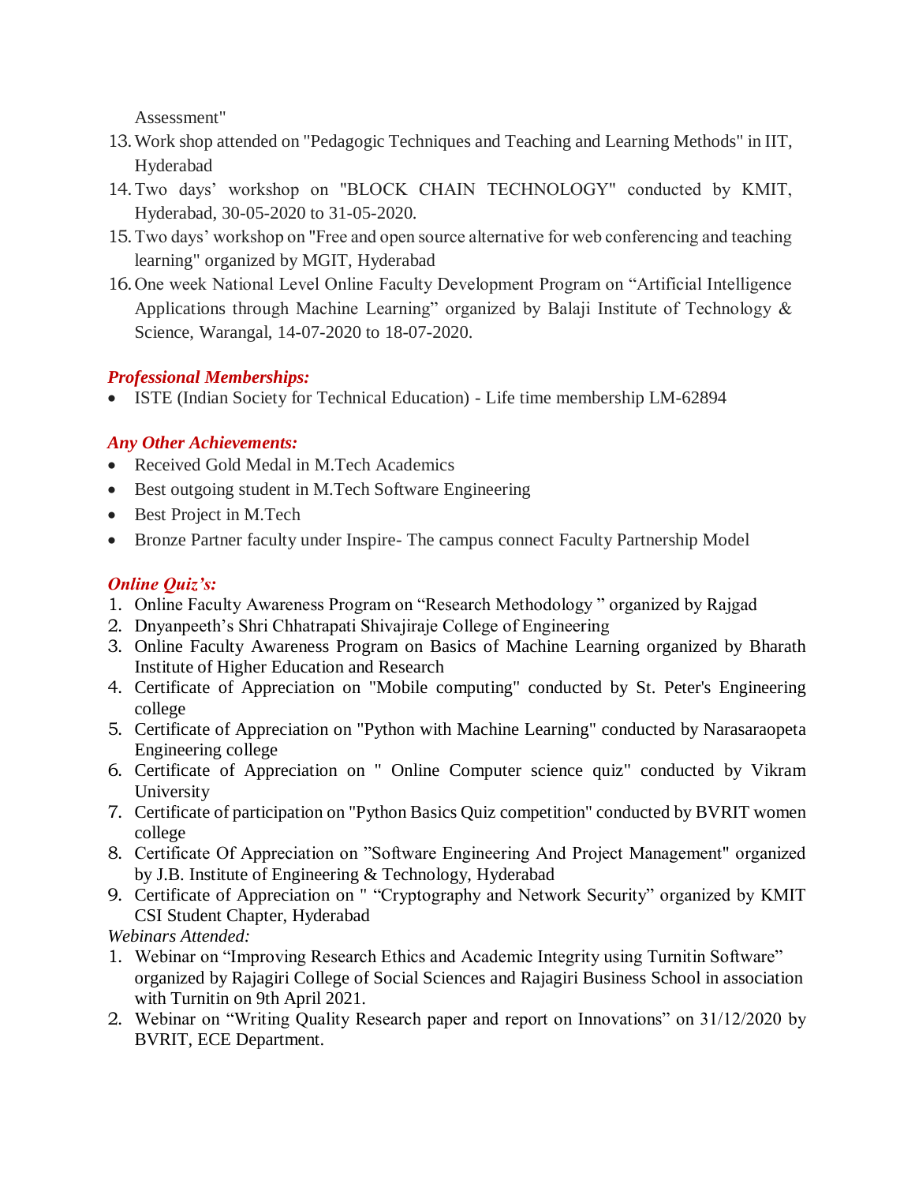Assessment"

13. Work shop attended on "Pedagogic Techniques and Teaching and Learning Methods" in IIT, Hyderabad
14. Two days' workshop on "BLOCK CHAIN TECHNOLOGY" conducted by KMIT, Hyderabad, 30-05-2020 to 31-05-2020.
15. Two days' workshop on "Free and open source alternative for web conferencing and teaching learning" organized by MGIT, Hyderabad
16. One week National Level Online Faculty Development Program on "Artificial Intelligence Applications through Machine Learning" organized by Balaji Institute of Technology & Science, Warangal, 14-07-2020 to 18-07-2020.

***Professional Memberships:***

- ISTE (Indian Society for Technical Education) - Life time membership LM-62894

***Any Other Achievements:***

- Received Gold Medal in M.Tech Academics
- Best outgoing student in M.Tech Software Engineering
- Best Project in M.Tech
- Bronze Partner faculty under Inspire- The campus connect Faculty Partnership Model

***Online Quiz's:***

1. Online Faculty Awareness Program on "Research Methodology " organized by Rajgad
2. Dnyanpeeth's Shri Chhatrapati Shivajiraje College of Engineering
3. Online Faculty Awareness Program on Basics of Machine Learning organized by Bharath Institute of Higher Education and Research
4. Certificate of Appreciation on "Mobile computing" conducted by St. Peter's Engineering college
5. Certificate of Appreciation on "Python with Machine Learning" conducted by Narasaraopeta Engineering college
6. Certificate of Appreciation on " Online Computer science quiz" conducted by Vikram University
7. Certificate of participation on "Python Basics Quiz competition" conducted by BVRIT women college
8. Certificate Of Appreciation on "Software Engineering And Project Management" organized by J.B. Institute of Engineering & Technology, Hyderabad
9. Certificate of Appreciation on " "Cryptography and Network Security" organized by KMIT CSI Student Chapter, Hyderabad

*Webinars Attended:*

1. Webinar on "Improving Research Ethics and Academic Integrity using Turnitin Software" organized by Rajagiri College of Social Sciences and Rajagiri Business School in association with Turnitin on 9th April 2021.
2. Webinar on "Writing Quality Research paper and report on Innovations" on 31/12/2020 by BVRIT, ECE Department.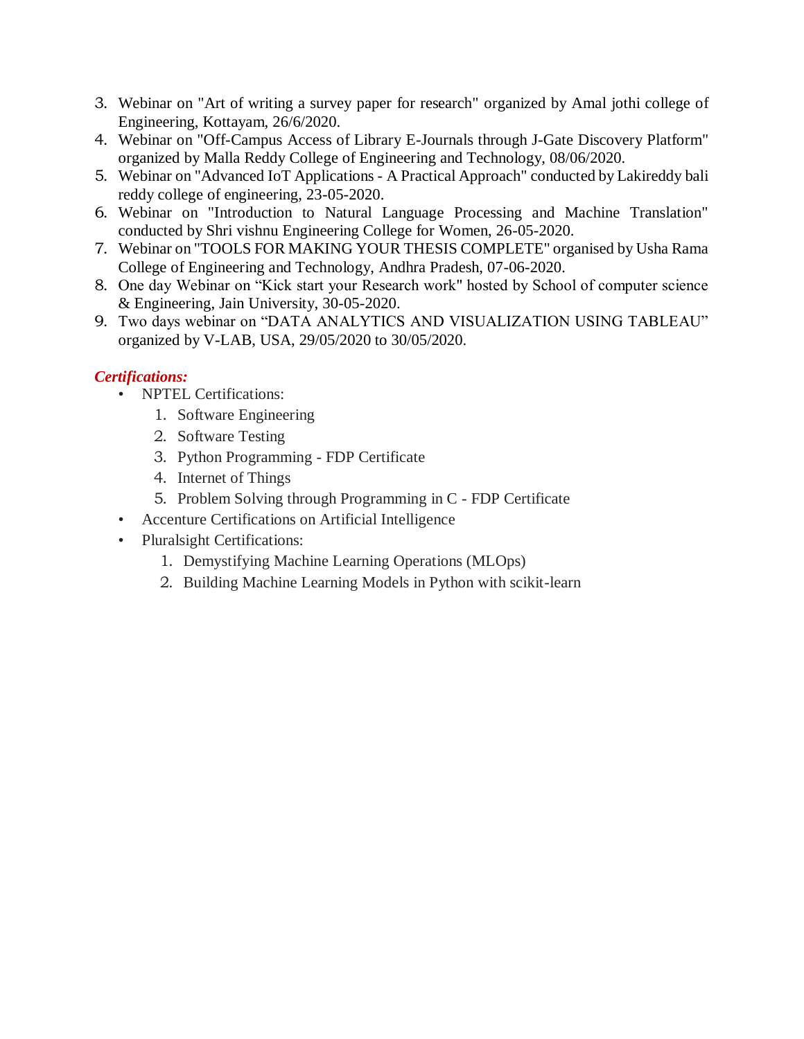3. Webinar on "Art of writing a survey paper for research" organized by Amal jothi college of Engineering, Kottayam, 26/6/2020.
4. Webinar on "Off-Campus Access of Library E-Journals through J-Gate Discovery Platform" organized by Malla Reddy College of Engineering and Technology, 08/06/2020.
5. Webinar on "Advanced IoT Applications - A Practical Approach" conducted by Lakireddy bali reddy college of engineering, 23-05-2020.
6. Webinar on "Introduction to Natural Language Processing and Machine Translation" conducted by Shri vishnu Engineering College for Women, 26-05-2020.
7. Webinar on "TOOLS FOR MAKING YOUR THESIS COMPLETE" organised by Usha Rama College of Engineering and Technology, Andhra Pradesh, 07-06-2020.
8. One day Webinar on “Kick start your Research work" hosted by School of computer science & Engineering, Jain University, 30-05-2020.
9. Two days webinar on “DATA ANALYTICS AND VISUALIZATION USING TABLEAU” organized by V-LAB, USA, 29/05/2020 to 30/05/2020.

***Certifications:***

- NPTEL Certifications:
    1. Software Engineering
    2. Software Testing
    3. Python Programming - FDP Certificate
    4. Internet of Things
    5. Problem Solving through Programming in C - FDP Certificate
- Accenture Certifications on Artificial Intelligence
- Pluralsight Certifications:
    1. Demystifying Machine Learning Operations (MLOps)
    2. Building Machine Learning Models in Python with scikit-learn